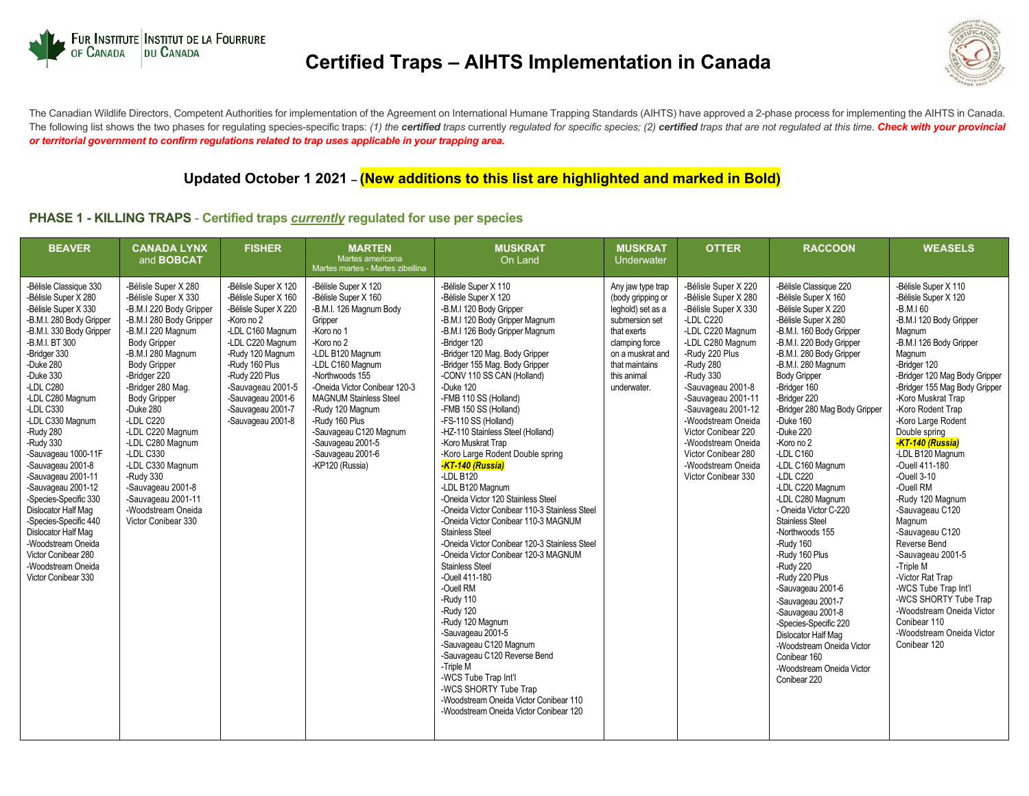# Certified Traps – AIHTS Implementation in Canada

The Canadian Wildlife Directors, Competent Authorities for implementation of the Agreement on International Humane Trapping Standards (AIHTS) have approved a 2-phase process for implementing the AIHTS in Canada. The following list shows the two phases for regulating species-specific traps: *(1) the **certified** traps currently regulated for specific species; (2) **certified** traps that are not regulated at this time.* ***Check with your provincial or territorial government to confirm regulations related to trap uses applicable in your trapping area.***

## Updated October 1 2021 – **(New additions to this list are highlighted and marked in Bold)**

## PHASE 1 - KILLING TRAPS - Certified traps *currently* regulated for use per species

| BEAVER | CANADA LYNX and BOBCAT | FISHER | MARTEN Martes americana Martes martes - Martes zibellina | MUSKRAT On Land | MUSKRAT Underwater | OTTER | RACCOON | WEASELS |
|---|---|---|---|---|---|---|---|---|
| -Bélisle Classique 330<br>-Bélisle Super X 280<br>-Bélisle Super X 330<br>-B.M.I. 280 Body Gripper<br>-B.M.I. 330 Body Gripper<br>-B.M.I. BT 300<br>-Bridger 330<br>-Duke 280<br>-Duke 330<br>-LDL C280<br>-LDL C280 Magnum<br>-LDL C330<br>-LDL C330 Magnum<br>-Rudy 280<br>-Rudy 330<br>-Sauvageau 1000-11F<br>-Sauvageau 2001-8<br>-Sauvageau 2001-11<br>-Sauvageau 2001-12<br>-Species-Specific 330 Dislocator Half Mag<br>-Species-Specific 440 Dislocator Half Mag<br>-Woodstream Oneida Victor Conibear 280<br>-Woodstream Oneida Victor Conibear 330 | -Bélisle Super X 280<br>-Bélisle Super X 330<br>-B.M.I 220 Body Gripper<br>-B.M.I 280 Body Gripper<br>-B.M.I 220 Magnum Body Gripper<br>-B.M.I 280 Magnum Body Gripper<br>-Bridger 220<br>-Bridger 280 Mag. Body Gripper<br>-Duke 280<br>-LDL C220<br>-LDL C220 Magnum<br>-LDL C280 Magnum<br>-LDL C330<br>-LDL C330 Magnum<br>-Rudy 330<br>-Sauvageau 2001-8<br>-Sauvageau 2001-11<br>-Woodstream Oneida Victor Conibear 330 | -Bélisle Super X 120<br>-Bélisle Super X 160<br>-Bélisle Super X 220<br>-Koro no 2<br>-LDL C160 Magnum<br>-LDL C220 Magnum<br>-Rudy 120 Magnum<br>-Rudy 160 Plus<br>-Rudy 220 Plus<br>-Sauvageau 2001-5<br>-Sauvageau 2001-6<br>-Sauvageau 2001-7<br>-Sauvageau 2001-8 | -Bélisle Super X 120<br>-Bélisle Super X 160<br>-B.M.I. 126 Magnum Body Gripper<br>-Koro no 1<br>-Koro no 2<br>-LDL B120 Magnum<br>-LDL C160 Magnum<br>-Northwoods 155<br>-Oneida Victor Conibear 120-3 MAGNUM Stainless Steel<br>-Rudy 120 Magnum<br>-Rudy 160 Plus<br>-Sauvageau C120 Magnum<br>-Sauvageau 2001-5<br>-Sauvageau 2001-6<br>-KP120 (Russia) | -Bélisle Super X 110<br>-Bélisle Super X 120<br>-B.M.I 120 Body Gripper<br>-B.M.I 120 Body Gripper Magnum<br>-B.M.I 126 Body Gripper Magnum<br>-Bridger 120<br>-Bridger 120 Mag. Body Gripper<br>-Bridger 155 Mag. Body Gripper<br>-CONV 110 SS CAN (Holland)<br>-Duke 120<br>-FMB 110 SS (Holland)<br>-FMB 150 SS (Holland)<br>-FS-110 SS (Holland)<br>-HZ-110 Stainless Steel (Holland)<br>-Koro Muskrat Trap<br>-Koro Large Rodent Double spring<br>***-KT-140 (Russia)***<br>-LDL B120<br>-LDL B120 Magnum<br>-Oneida Victor 120 Stainless Steel<br>-Oneida Victor Conibear 110-3 Stainless Steel<br>-Oneida Victor Conibear 110-3 MAGNUM Stainless Steel<br>-Oneida Victor Conibear 120-3 Stainless Steel<br>-Oneida Victor Conibear 120-3 MAGNUM Stainless Steel<br>-Ouell 411-180<br>-Ouell RM<br>-Rudy 110<br>-Rudy 120<br>-Rudy 120 Magnum<br>-Sauvageau 2001-5<br>-Sauvageau C120 Magnum<br>-Sauvageau C120 Reverse Bend<br>-Triple M<br>-WCS Tube Trap Int'l<br>-WCS SHORTY Tube Trap<br>-Woodstream Oneida Victor Conibear 110<br>-Woodstream Oneida Victor Conibear 120 | Any jaw type trap (body gripping or leghold) set as a submersion set that exerts clamping force on a muskrat and that maintains this animal underwater. | -Bélisle Super X 220<br>-Bélisle Super X 280<br>-Bélisle Super X 330<br>-LDL C220<br>-LDL C220 Magnum<br>-LDL C280 Magnum<br>-Rudy 220 Plus<br>-Rudy 280<br>-Rudy 330<br>-Sauvageau 2001-8<br>-Sauvageau 2001-11<br>-Sauvageau 2001-12<br>-Woodstream Oneida Victor Conibear 220<br>-Woodstream Oneida Victor Conibear 280<br>-Woodstream Oneida Victor Conibear 330 | -Bélisle Classique 220<br>-Bélisle Super X 160<br>-Bélisle Super X 220<br>-Bélisle Super X 280<br>-B.M.I. 160 Body Gripper<br>-B.M.I. 220 Body Gripper<br>-B.M.I. 280 Body Gripper<br>-B.M.I. 280 Magnum Body Gripper<br>-Bridger 160<br>-Bridger 220<br>-Bridger 280 Mag Body Gripper<br>-Duke 160<br>-Duke 220<br>-Koro no 2<br>-LDL C160<br>-LDL C160 Magnum<br>-LDL C220<br>-LDL C220 Magnum<br>-LDL C280 Magnum<br>- Oneida Victor C-220 Stainless Steel<br>-Northwoods 155<br>-Rudy 160<br>-Rudy 160 Plus<br>-Rudy 220<br>-Rudy 220 Plus<br>-Sauvageau 2001-6<br>-Sauvageau 2001-7<br>-Sauvageau 2001-8<br>-Species-Specific 220 Dislocator Half Mag<br>-Woodstream Oneida Victor Conibear 160<br>-Woodstream Oneida Victor Conibear 220 | -Bélisle Super X 110<br>-Bélisle Super X 120<br>-B.M.I 60<br>-B.M.I 120 Body Gripper Magnum<br>-B.M.I 126 Body Gripper Magnum<br>-Bridger 120<br>-Bridger 120 Mag Body Gripper<br>-Bridger 155 Mag Body Gripper<br>-Koro Muskrat Trap<br>-Koro Rodent Trap<br>-Koro Large Rodent Double spring<br>***-KT-140 (Russia)***<br>-LDL B120 Magnum<br>-Ouell 411-180<br>-Ouell 3-10<br>-Ouell RM<br>-Rudy 120 Magnum<br>-Sauvageau C120 Magnum<br>-Sauvageau C120 Reverse Bend<br>-Sauvageau 2001-5<br>-Triple M<br>-Victor Rat Trap<br>-WCS Tube Trap Int'l<br>-WCS SHORTY Tube Trap<br>-Woodstream Oneida Victor Conibear 110<br>-Woodstream Oneida Victor Conibear 120 |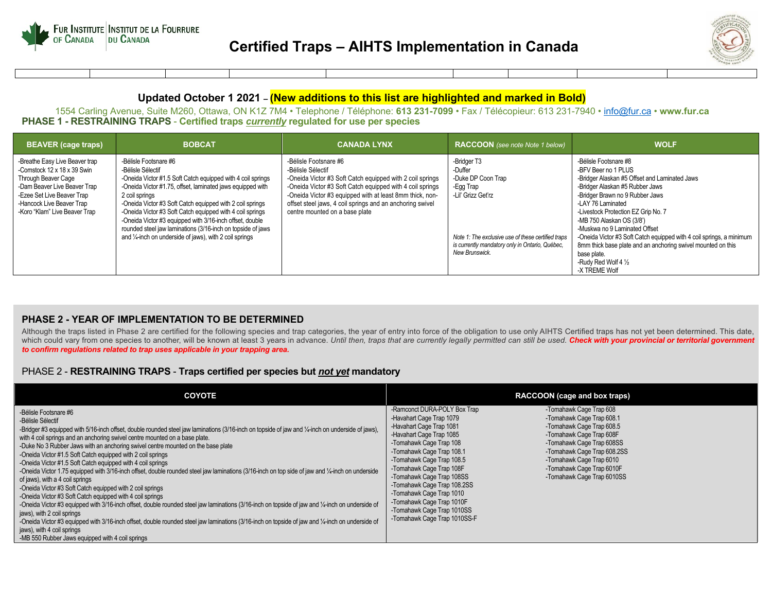# Certified Traps – AIHTS Implementation in Canada

FUR INSTITUTE OF CANADA | INSTITUT DE LA FOURRURE DU CANADA

## Updated October 1 2021 – **(New additions to this list are highlighted and marked in Bold)**

1554 Carling Avenue, Suite M260, Ottawa, ON K1Z 7M4 • Telephone / Téléphone: **613 231-7099** • Fax / Télécopieur: 613 231-7940 • info@fur.ca • **www.fur.ca**

### PHASE 1 - RESTRAINING TRAPS - Certified traps *currently* regulated for use per species

| BEAVER (cage traps) | BOBCAT | CANADA LYNX | RACCOON *(see note Note 1 below)* | WOLF |
|---|---|---|---|---|
| -Breathe Easy Live Beaver trap<br>-Comstock 12 x 18 x 39 Swin Through Beaver Cage<br>-Dam Beaver Live Beaver Trap<br>-Ezee Set Live Beaver Trap<br>-Hancock Live Beaver Trap<br>-Koro "Klam" Live Beaver Trap | -Bélisle Footsnare #6<br>-Bélisle Sélectif<br>-Oneida Victor #1.5 Soft Catch equipped with 4 coil springs<br>-Oneida Victor #1.75, offset, laminated jaws equipped with 2 coil springs<br>-Oneida Victor #3 Soft Catch equipped with 2 coil springs<br>-Oneida Victor #3 Soft Catch equipped with 4 coil springs<br>-Oneida Victor #3 equipped with 3/16-inch offset, double rounded steel jaw laminations (3/16-inch on topside of jaws and ¼-inch on underside of jaws), with 2 coil springs | -Bélisle Footsnare #6<br>-Bélisle Sélectif<br>-Oneida Victor #3 Soft Catch equipped with 2 coil springs<br>-Oneida Victor #3 Soft Catch equipped with 4 coil springs<br>-Oneida Victor #3 equipped with at least 8mm thick, non-offset steel jaws, 4 coil springs and an anchoring swivel centre mounted on a base plate | -Bridger T3<br>-Duffer<br>-Duke DP Coon Trap<br>-Egg Trap<br>-Lil' Grizz Get'rz<br><br>*Note 1: The exclusive use of these certified traps is currently mandatory only in Ontario, Québec, New Brunswick.* | -Bélisle Footsnare #8<br>-BFV Beer no 1 PLUS<br>-Bridger Alaskan #5 Offset and Laminated Jaws<br>-Bridger Alaskan #5 Rubber Jaws<br>-Bridger Brawn no 9 Rubber Jaws<br>-LAY 76 Laminated<br>-Livestock Protection EZ Grip No. 7<br>-MB 750 Alaskan OS (3/8')<br>-Muskwa no 9 Laminated Offset<br>-Oneida Victor #3 Soft Catch equipped with 4 coil springs, a minimum 8mm thick base plate and an anchoring swivel mounted on this base plate.<br>-Rudy Red Wolf 4 ½<br>-X TREME Wolf |

## PHASE 2 - YEAR OF IMPLEMENTATION TO BE DETERMINED

Although the traps listed in Phase 2 are certified for the following species and trap categories, the year of entry into force of the obligation to use only AIHTS Certified traps has not yet been determined. This date, which could vary from one species to another, will be known at least 3 years in advance. *Until then, traps that are currently legally permitted can still be used.* ***Check with your provincial or territorial government to confirm regulations related to trap uses applicable in your trapping area.***

### PHASE 2 - RESTRAINING TRAPS - Traps certified per species but *not yet* mandatory

| COYOTE | RACCOON (cage and box traps) | |
|---|---|---|
| -Bélisle Footsnare #6<br>-Bélisle Sélectif<br>-Bridger #3 equipped with 5/16-inch offset, double rounded steel jaw laminations (3/16-inch on topside of jaw and ¼-inch on underside of jaws), with 4 coil springs and an anchoring swivel centre mounted on a base plate.<br>-Duke No 3 Rubber Jaws with an anchoring swivel centre mounted on the base plate<br>-Oneida Victor #1.5 Soft Catch equipped with 2 coil springs<br>-Oneida Victor #1.5 Soft Catch equipped with 4 coil springs<br>-Oneida Victor 1.75 equipped with 3/16-inch offset, double rounded steel jaw laminations (3/16-inch on top side of jaw and ¼-inch on underside of jaws), with a 4 coil springs<br>-Oneida Victor #3 Soft Catch equipped with 2 coil springs<br>-Oneida Victor #3 Soft Catch equipped with 4 coil springs<br>-Oneida Victor #3 equipped with 3/16-inch offset, double rounded steel jaw laminations (3/16-inch on topside of jaw and ¼-inch on underside of jaws), with 2 coil springs<br>-Oneida Victor #3 equipped with 3/16-inch offset, double rounded steel jaw laminations (3/16-inch on topside of jaw and ¼-inch on underside of jaws), with 4 coil springs<br>-MB 550 Rubber Jaws equipped with 4 coil springs | -Ramconct DURA-POLY Box Trap<br>-Havahart Cage Trap 1079<br>-Havahart Cage Trap 1081<br>-Havahart Cage Trap 1085<br>-Tomahawk Cage Trap 108<br>-Tomahawk Cage Trap 108.1<br>-Tomahawk Cage Trap 108.5<br>-Tomahawk Cage Trap 108F<br>-Tomahawk Cage Trap 108SS<br>-Tomahawk Cage Trap 108.2SS<br>-Tomahawk Cage Trap 1010<br>-Tomahawk Cage Trap 1010F<br>-Tomahawk Cage Trap 1010SS<br>-Tomahawk Cage Trap 1010SS-F | -Tomahawk Cage Trap 608<br>-Tomahawk Cage Trap 608.1<br>-Tomahawk Cage Trap 608.5<br>-Tomahawk Cage Trap 608F<br>-Tomahawk Cage Trap 608SS<br>-Tomahawk Cage Trap 608.2SS<br>-Tomahawk Cage Trap 6010<br>-Tomahawk Cage Trap 6010F<br>-Tomahawk Cage Trap 6010SS |